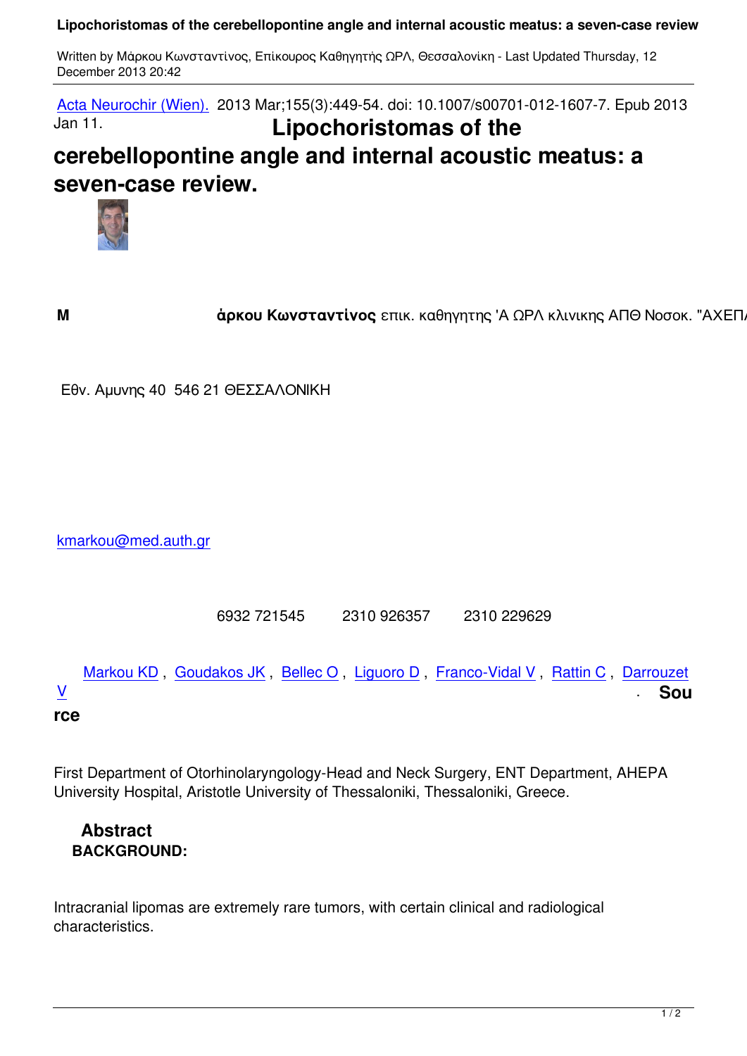Acta Neurochir (Wien). 2013 Mar;155(3):449-54. doi: 10.1007/s00701-012-1607-7. Epub 2013 Jan 11.

# Lipochoristomas of the cerebellopontine angle and internal acoustic meatus: a seven-case review.

**Μ** **άρκου Κωνσταντίνος** επικ. καθηγητης 'Α ΩΡΛ κλινικης ΑΠΘ Νοσοκ. "ΑΧΕΠ

Εθν. Αμυνης 40 546 21 ΘΕΣΣΑΛΟΝΙΚΗ

kmarkou@med.auth.gr

6932 721545 2310 926357 2310 229629

Markou KD , Goudakos JK , Bellec O , Liguoro D , Franco-Vidal V , Rattin C , Darrouzet V . **Source**

First Department of Otorhinolaryngology-Head and Neck Surgery, ENT Department, AHEPA University Hospital, Aristotle University of Thessaloniki, Thessaloniki, Greece.

## Abstract

**BACKGROUND:**

Intracranial lipomas are extremely rare tumors, with certain clinical and radiological characteristics.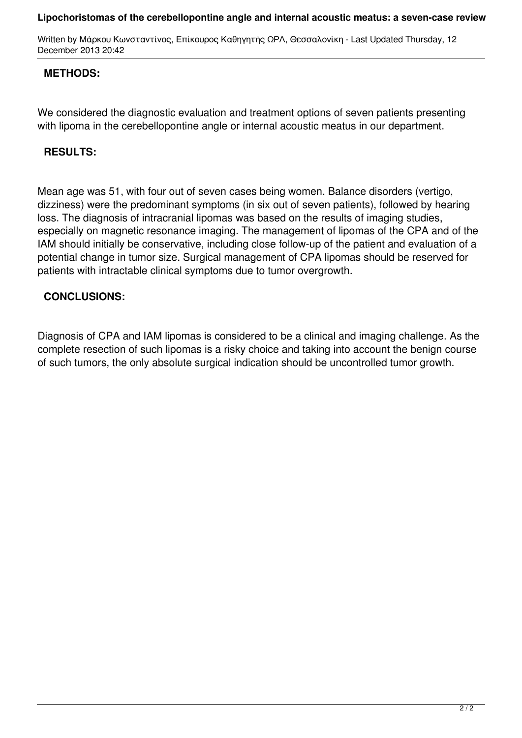## METHODS:

We considered the diagnostic evaluation and treatment options of seven patients presenting with lipoma in the cerebellopontine angle or internal acoustic meatus in our department.

## RESULTS:

Mean age was 51, with four out of seven cases being women. Balance disorders (vertigo, dizziness) were the predominant symptoms (in six out of seven patients), followed by hearing loss. The diagnosis of intracranial lipomas was based on the results of imaging studies, especially on magnetic resonance imaging. The management of lipomas of the CPA and of the IAM should initially be conservative, including close follow-up of the patient and evaluation of a potential change in tumor size. Surgical management of CPA lipomas should be reserved for patients with intractable clinical symptoms due to tumor overgrowth.

## CONCLUSIONS:

Diagnosis of CPA and IAM lipomas is considered to be a clinical and imaging challenge. As the complete resection of such lipomas is a risky choice and taking into account the benign course of such tumors, the only absolute surgical indication should be uncontrolled tumor growth.